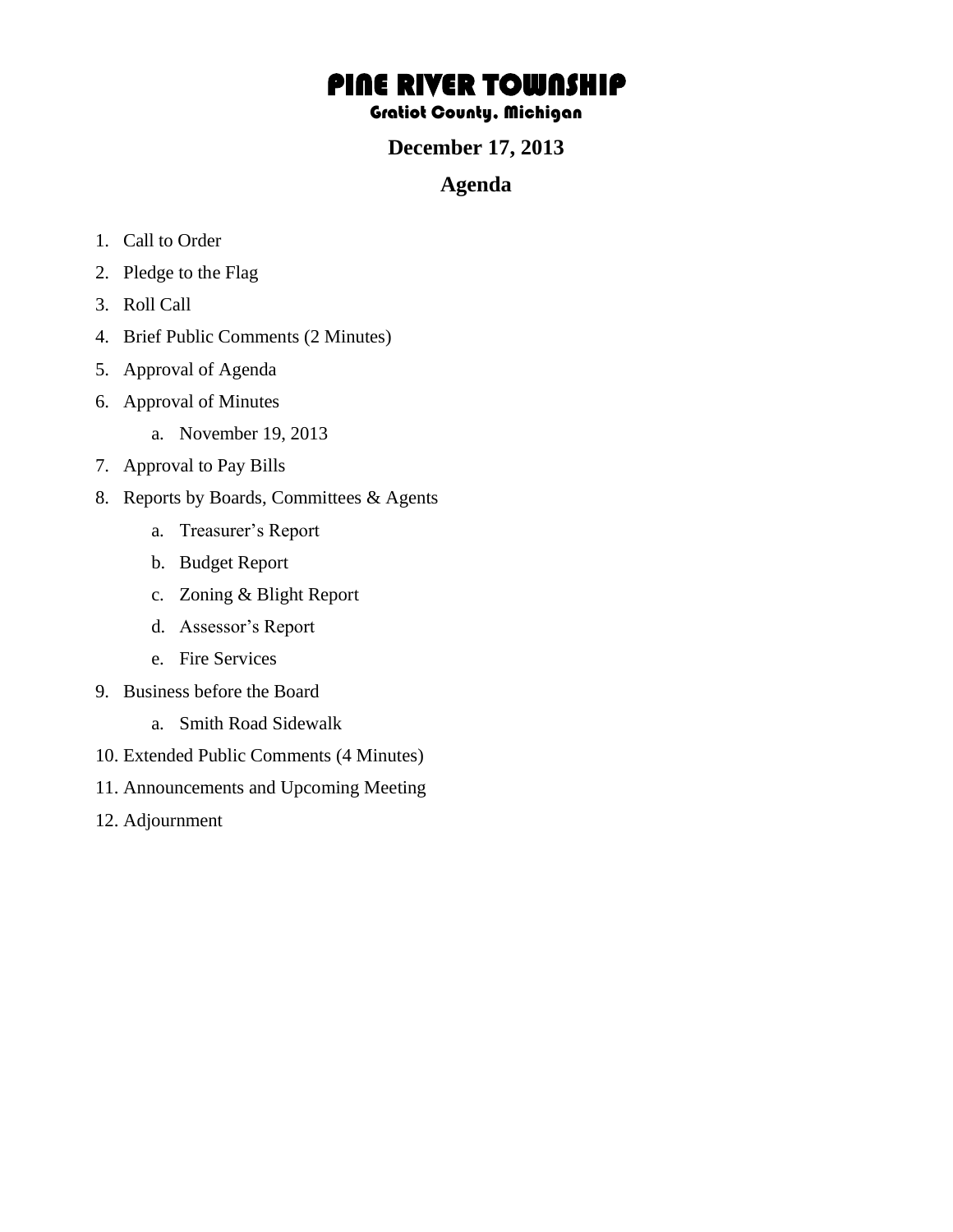# PINE RIVER TOWNSHIP

### Gratiot County, Michigan

## December 17, 2013

## Agenda

1. Call to Order
2. Pledge to the Flag
3. Roll Call
4. Brief Public Comments (2 Minutes)
5. Approval of Agenda
6. Approval of Minutes
   a. November 19, 2013
7. Approval to Pay Bills
8. Reports by Boards, Committees & Agents
   a. Treasurer's Report
   b. Budget Report
   c. Zoning & Blight Report
   d. Assessor's Report
   e. Fire Services
9. Business before the Board
   a. Smith Road Sidewalk
10. Extended Public Comments (4 Minutes)
11. Announcements and Upcoming Meeting
12. Adjournment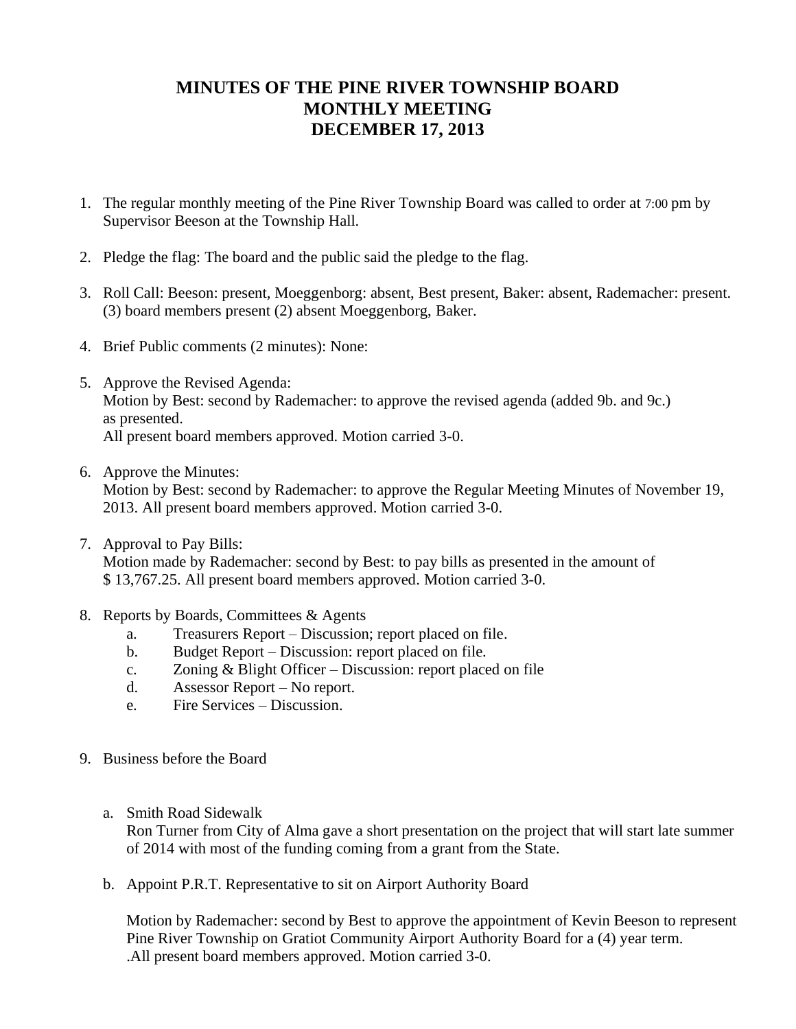# MINUTES OF THE PINE RIVER TOWNSHIP BOARD MONTHLY MEETING DECEMBER 17, 2013

1. The regular monthly meeting of the Pine River Township Board was called to order at 7:00 pm by Supervisor Beeson at the Township Hall.

2. Pledge the flag: The board and the public said the pledge to the flag.

3. Roll Call: Beeson: present, Moeggenborg: absent, Best present, Baker: absent, Rademacher: present. (3) board members present (2) absent Moeggenborg, Baker.

4. Brief Public comments (2 minutes): None:

5. Approve the Revised Agenda:
   Motion by Best: second by Rademacher: to approve the revised agenda (added 9b. and 9c.) as presented.
   All present board members approved. Motion carried 3-0.

6. Approve the Minutes:
   Motion by Best: second by Rademacher: to approve the Regular Meeting Minutes of November 19, 2013. All present board members approved. Motion carried 3-0.

7. Approval to Pay Bills:
   Motion made by Rademacher: second by Best: to pay bills as presented in the amount of $ 13,767.25. All present board members approved. Motion carried 3-0.

8. Reports by Boards, Committees & Agents
   a. Treasurers Report – Discussion; report placed on file.
   b. Budget Report – Discussion: report placed on file.
   c. Zoning & Blight Officer – Discussion: report placed on file
   d. Assessor Report – No report.
   e. Fire Services – Discussion.

9. Business before the Board

   a. Smith Road Sidewalk
      Ron Turner from City of Alma gave a short presentation on the project that will start late summer of 2014 with most of the funding coming from a grant from the State.

   b. Appoint P.R.T. Representative to sit on Airport Authority Board

      Motion by Rademacher: second by Best to approve the appointment of Kevin Beeson to represent Pine River Township on Gratiot Community Airport Authority Board for a (4) year term.
      .All present board members approved. Motion carried 3-0.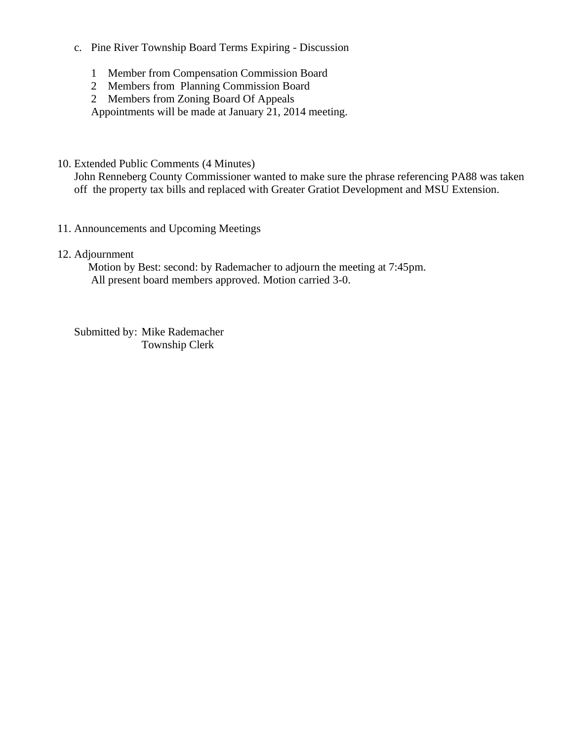c. Pine River Township Board Terms Expiring - Discussion

1 Member from Compensation Commission Board
2 Members from Planning Commission Board
2 Members from Zoning Board Of Appeals
Appointments will be made at January 21, 2014 meeting.

10. Extended Public Comments (4 Minutes)
John Renneberg County Commissioner wanted to make sure the phrase referencing PA88 was taken off the property tax bills and replaced with Greater Gratiot Development and MSU Extension.

11. Announcements and Upcoming Meetings

12. Adjournment
Motion by Best: second: by Rademacher to adjourn the meeting at 7:45pm.
All present board members approved. Motion carried 3-0.

Submitted by: Mike Rademacher
Township Clerk